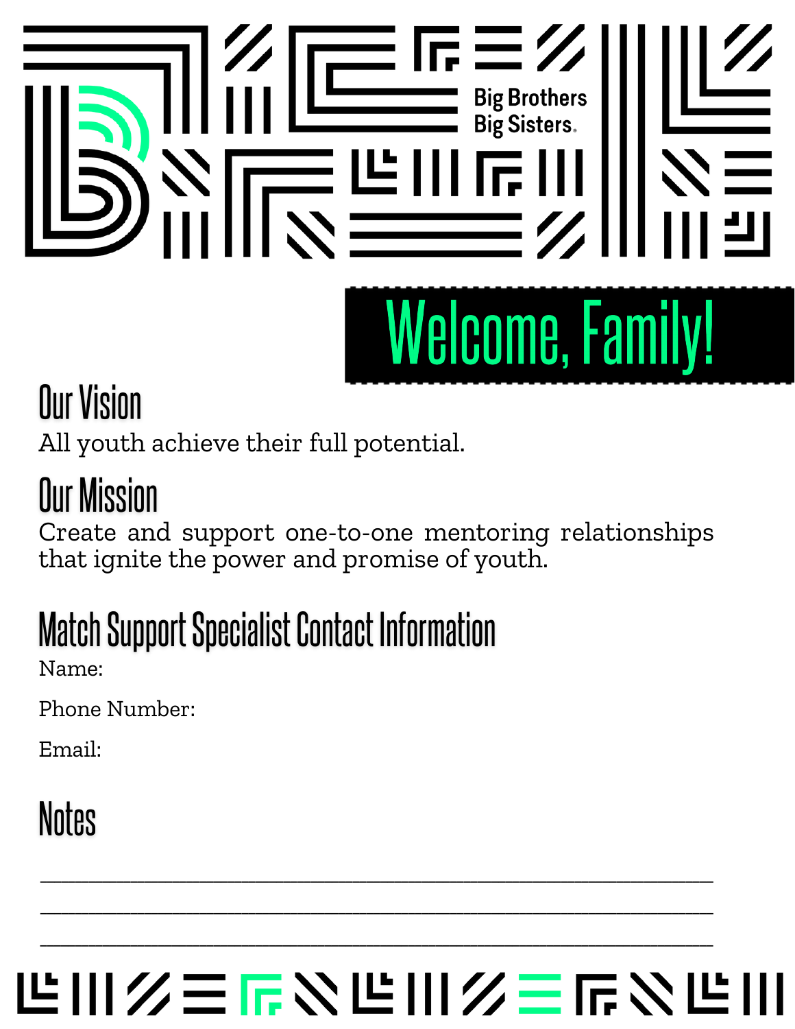Big Brothers Big Sisters

# Welcome, Family!

## Our Vision

All youth achieve their full potential.

## Our Mission

Create and support one-to-one mentoring relationships that ignite the power and promise of youth.

## Match Support Specialist Contact Information

Name:

Phone Number:

Email:

## Notes

\_\_\_\_\_\_\_\_\_\_\_\_\_\_\_\_\_\_\_\_\_\_\_\_\_\_\_\_\_\_\_\_\_\_\_\_\_\_\_\_\_\_\_\_\_\_\_\_\_\_\_\_\_\_\_\_

\_\_\_\_\_\_\_\_\_\_\_\_\_\_\_\_\_\_\_\_\_\_\_\_\_\_\_\_\_\_\_\_\_\_\_\_\_\_\_\_\_\_\_\_\_\_\_\_\_\_\_\_\_\_\_\_

\_\_\_\_\_\_\_\_\_\_\_\_\_\_\_\_\_\_\_\_\_\_\_\_\_\_\_\_\_\_\_\_\_\_\_\_\_\_\_\_\_\_\_\_\_\_\_\_\_\_\_\_\_\_\_\_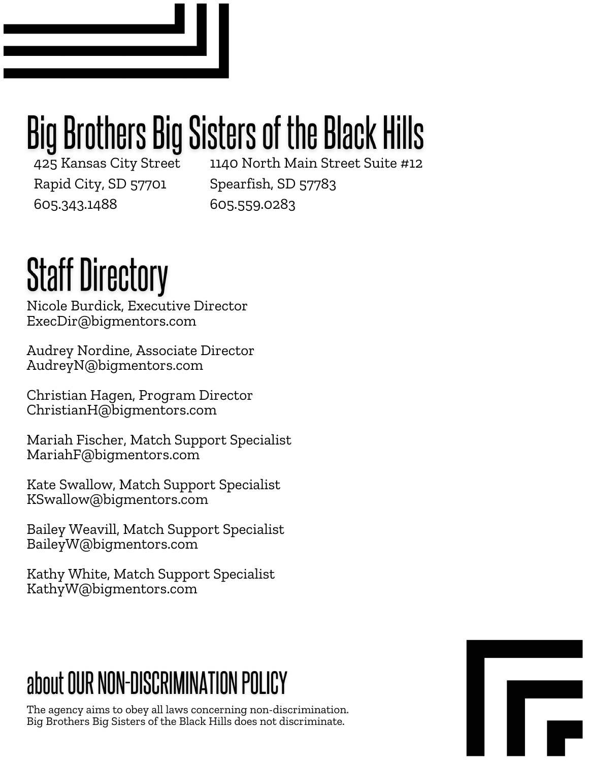# Big Brothers Big Sisters of the Black Hills

425 Kansas City Street
Rapid City, SD 57701
605.343.1488

1140 North Main Street Suite #12
Spearfish, SD 57783
605.559.0283

# Staff Directory

Nicole Burdick, Executive Director
ExecDir@bigmentors.com

Audrey Nordine, Associate Director
AudreyN@bigmentors.com

Christian Hagen, Program Director
ChristianH@bigmentors.com

Mariah Fischer, Match Support Specialist
MariahF@bigmentors.com

Kate Swallow, Match Support Specialist
KSwallow@bigmentors.com

Bailey Weavill, Match Support Specialist
BaileyW@bigmentors.com

Kathy White, Match Support Specialist
KathyW@bigmentors.com

## about OUR NON-DISCRIMINATION POLICY

The agency aims to obey all laws concerning non-discrimination.
Big Brothers Big Sisters of the Black Hills does not discriminate.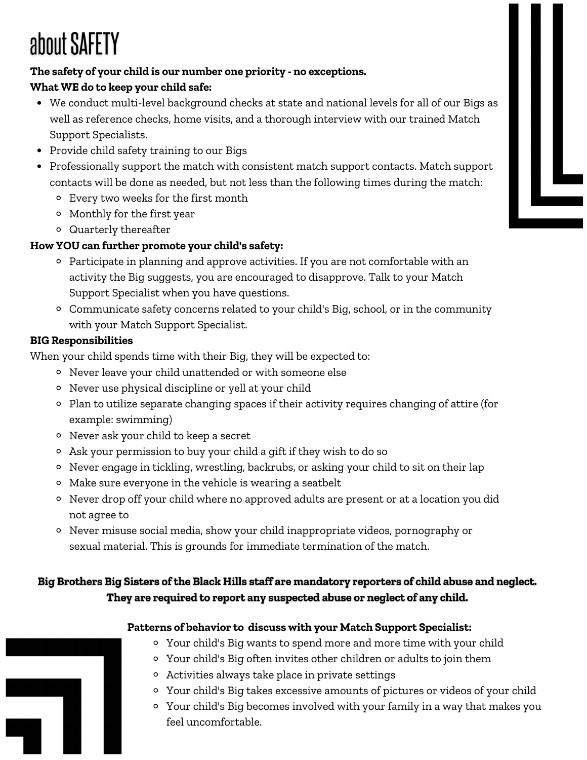# about SAFETY

**The safety of your child is our number one priority - no exceptions.**

**What WE do to keep your child safe:**

- We conduct multi-level background checks at state and national levels for all of our Bigs as well as reference checks, home visits, and a thorough interview with our trained Match Support Specialists.
- Provide child safety training to our Bigs
- Professionally support the match with consistent match support contacts. Match support contacts will be done as needed, but not less than the following times during the match:
  - Every two weeks for the first month
  - Monthly for the first year
  - Quarterly thereafter

**How YOU can further promote your child's safety:**

- Participate in planning and approve activities. If you are not comfortable with an activity the Big suggests, you are encouraged to disapprove. Talk to your Match Support Specialist when you have questions.
- Communicate safety concerns related to your child's Big, school, or in the community with your Match Support Specialist.

**BIG Responsibilities**

When your child spends time with their Big, they will be expected to:

- Never leave your child unattended or with someone else
- Never use physical discipline or yell at your child
- Plan to utilize separate changing spaces if their activity requires changing of attire (for example: swimming)
- Never ask your child to keep a secret
- Ask your permission to buy your child a gift if they wish to do so
- Never engage in tickling, wrestling, backrubs, or asking your child to sit on their lap
- Make sure everyone in the vehicle is wearing a seatbelt
- Never drop off your child where no approved adults are present or at a location you did not agree to
- Never misuse social media, show your child inappropriate videos, pornography or sexual material. This is grounds for immediate termination of the match.

**Big Brothers Big Sisters of the Black Hills staff are mandatory reporters of child abuse and neglect. They are required to report any suspected abuse or neglect of any child.**

**Patterns of behavior to discuss with your Match Support Specialist:**

- Your child's Big wants to spend more and more time with your child
- Your child's Big often invites other children or adults to join them
- Activities always take place in private settings
- Your child's Big takes excessive amounts of pictures or videos of your child
- Your child's Big becomes involved with your family in a way that makes you feel uncomfortable.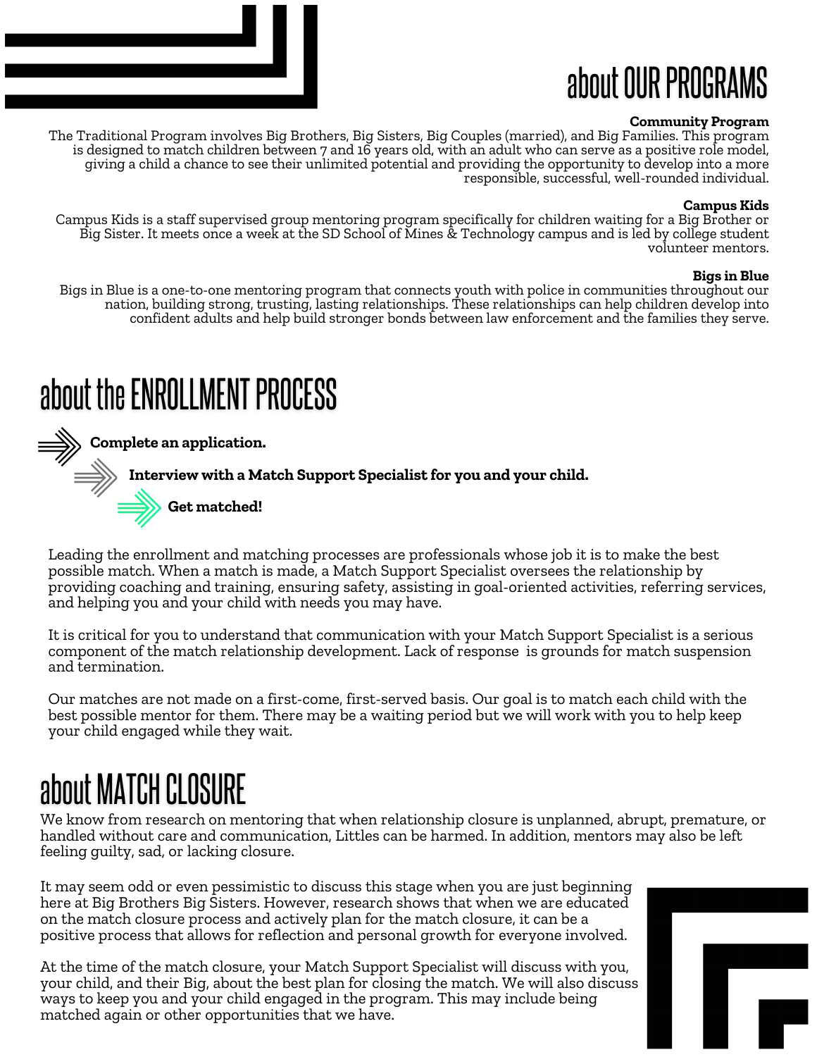# about OUR PROGRAMS

**Community Program**

The Traditional Program involves Big Brothers, Big Sisters, Big Couples (married), and Big Families. This program is designed to match children between 7 and 16 years old, with an adult who can serve as a positive role model, giving a child a chance to see their unlimited potential and providing the opportunity to develop into a more responsible, successful, well-rounded individual.

**Campus Kids**

Campus Kids is a staff supervised group mentoring program specifically for children waiting for a Big Brother or Big Sister. It meets once a week at the SD School of Mines & Technology campus and is led by college student volunteer mentors.

**Bigs in Blue**

Bigs in Blue is a one-to-one mentoring program that connects youth with police in communities throughout our nation, building strong, trusting, lasting relationships. These relationships can help children develop into confident adults and help build stronger bonds between law enforcement and the families they serve.

# about the ENROLLMENT PROCESS

- **Complete an application.**
- **Interview with a Match Support Specialist for you and your child.**
- **Get matched!**

Leading the enrollment and matching processes are professionals whose job it is to make the best possible match. When a match is made, a Match Support Specialist oversees the relationship by providing coaching and training, ensuring safety, assisting in goal-oriented activities, referring services, and helping you and your child with needs you may have.

It is critical for you to understand that communication with your Match Support Specialist is a serious component of the match relationship development. Lack of response is grounds for match suspension and termination.

Our matches are not made on a first-come, first-served basis. Our goal is to match each child with the best possible mentor for them. There may be a waiting period but we will work with you to help keep your child engaged while they wait.

# about MATCH CLOSURE

We know from research on mentoring that when relationship closure is unplanned, abrupt, premature, or handled without care and communication, Littles can be harmed. In addition, mentors may also be left feeling guilty, sad, or lacking closure.

It may seem odd or even pessimistic to discuss this stage when you are just beginning here at Big Brothers Big Sisters. However, research shows that when we are educated on the match closure process and actively plan for the match closure, it can be a positive process that allows for reflection and personal growth for everyone involved.

At the time of the match closure, your Match Support Specialist will discuss with you, your child, and their Big, about the best plan for closing the match. We will also discuss ways to keep you and your child engaged in the program. This may include being matched again or other opportunities that we have.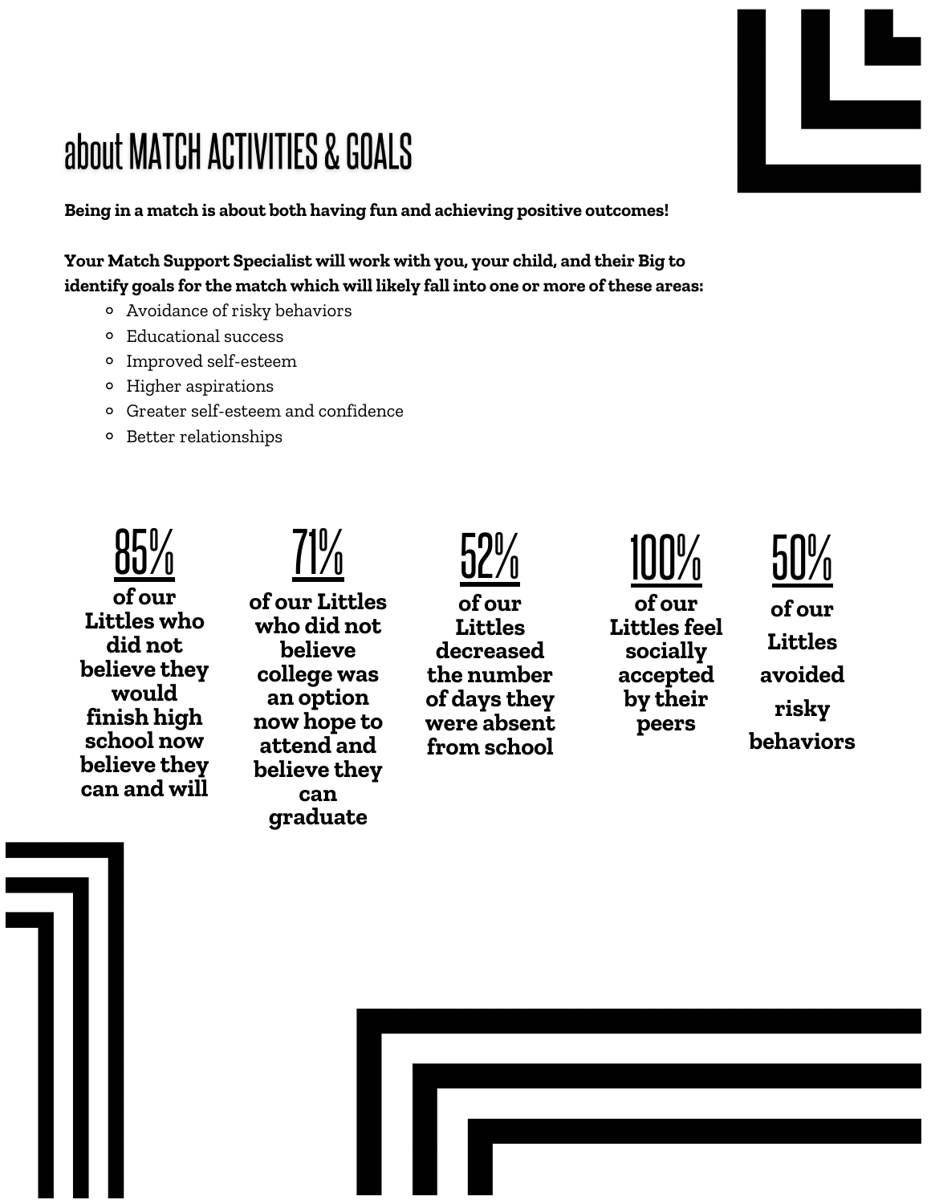# about MATCH ACTIVITIES & GOALS

**Being in a match is about both having fun and achieving positive outcomes!**

**Your Match Support Specialist will work with you, your child, and their Big to identify goals for the match which will likely fall into one or more of these areas:**

- Avoidance of risky behaviors
- Educational success
- Improved self-esteem
- Higher aspirations
- Greater self-esteem and confidence
- Better relationships

**85%** of our Littles who did not believe they would finish high school now believe they can and will

**71%** of our Littles who did not believe college was an option now hope to attend and believe they can graduate

**52%** of our Littles decreased the number of days they were absent from school

**100%** of our Littles feel socially accepted by their peers

**50%** of our Littles avoided risky behaviors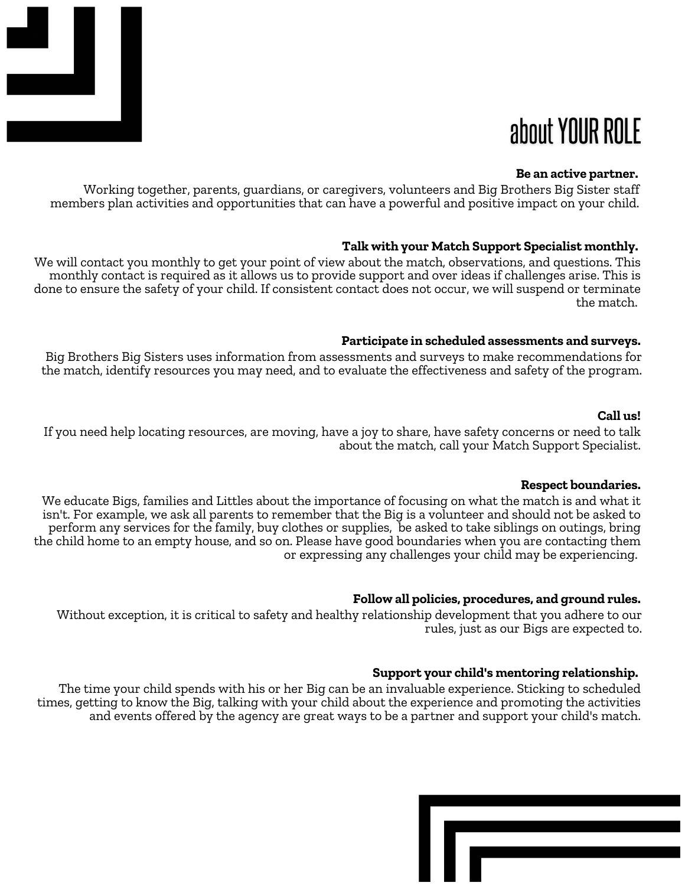# about YOUR ROLE

**Be an active partner.**

Working together, parents, guardians, or caregivers, volunteers and Big Brothers Big Sister staff members plan activities and opportunities that can have a powerful and positive impact on your child.

**Talk with your Match Support Specialist monthly.**

We will contact you monthly to get your point of view about the match, observations, and questions. This monthly contact is required as it allows us to provide support and over ideas if challenges arise. This is done to ensure the safety of your child. If consistent contact does not occur, we will suspend or terminate the match.

**Participate in scheduled assessments and surveys.**

Big Brothers Big Sisters uses information from assessments and surveys to make recommendations for the match, identify resources you may need, and to evaluate the effectiveness and safety of the program.

**Call us!**

If you need help locating resources, are moving, have a joy to share, have safety concerns or need to talk about the match, call your Match Support Specialist.

**Respect boundaries.**

We educate Bigs, families and Littles about the importance of focusing on what the match is and what it isn't. For example, we ask all parents to remember that the Big is a volunteer and should not be asked to perform any services for the family, buy clothes or supplies, be asked to take siblings on outings, bring the child home to an empty house, and so on. Please have good boundaries when you are contacting them or expressing any challenges your child may be experiencing.

**Follow all policies, procedures, and ground rules.**

Without exception, it is critical to safety and healthy relationship development that you adhere to our rules, just as our Bigs are expected to.

**Support your child's mentoring relationship.**

The time your child spends with his or her Big can be an invaluable experience. Sticking to scheduled times, getting to know the Big, talking with your child about the experience and promoting the activities and events offered by the agency are great ways to be a partner and support your child's match.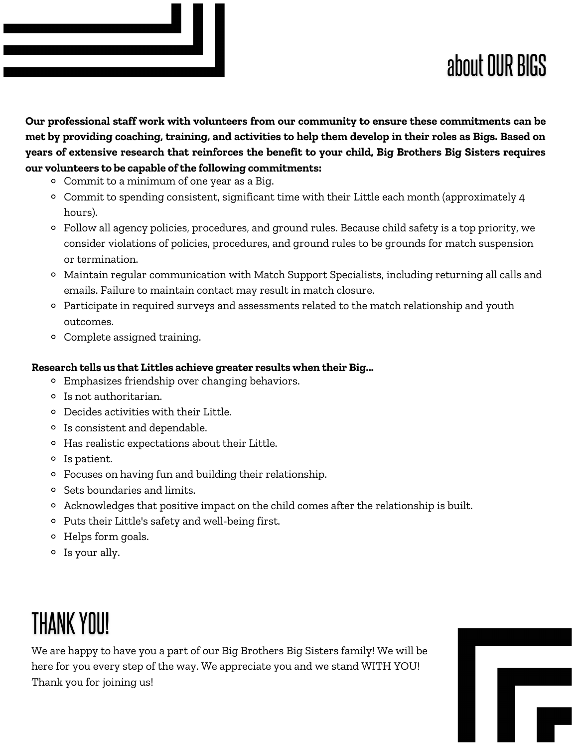# about OUR BIGS

**Our professional staff work with volunteers from our community to ensure these commitments can be met by providing coaching, training, and activities to help them develop in their roles as Bigs. Based on years of extensive research that reinforces the benefit to your child, Big Brothers Big Sisters requires our volunteers to be capable of the following commitments:**

- Commit to a minimum of one year as a Big.
- Commit to spending consistent, significant time with their Little each month (approximately 4 hours).
- Follow all agency policies, procedures, and ground rules. Because child safety is a top priority, we consider violations of policies, procedures, and ground rules to be grounds for match suspension or termination.
- Maintain regular communication with Match Support Specialists, including returning all calls and emails. Failure to maintain contact may result in match closure.
- Participate in required surveys and assessments related to the match relationship and youth outcomes.
- Complete assigned training.

**Research tells us that Littles achieve greater results when their Big...**

- Emphasizes friendship over changing behaviors.
- Is not authoritarian.
- Decides activities with their Little.
- Is consistent and dependable.
- Has realistic expectations about their Little.
- Is patient.
- Focuses on having fun and building their relationship.
- Sets boundaries and limits.
- Acknowledges that positive impact on the child comes after the relationship is built.
- Puts their Little's safety and well-being first.
- Helps form goals.
- Is your ally.

## THANK YOU!

We are happy to have you a part of our Big Brothers Big Sisters family! We will be here for you every step of the way. We appreciate you and we stand WITH YOU! Thank you for joining us!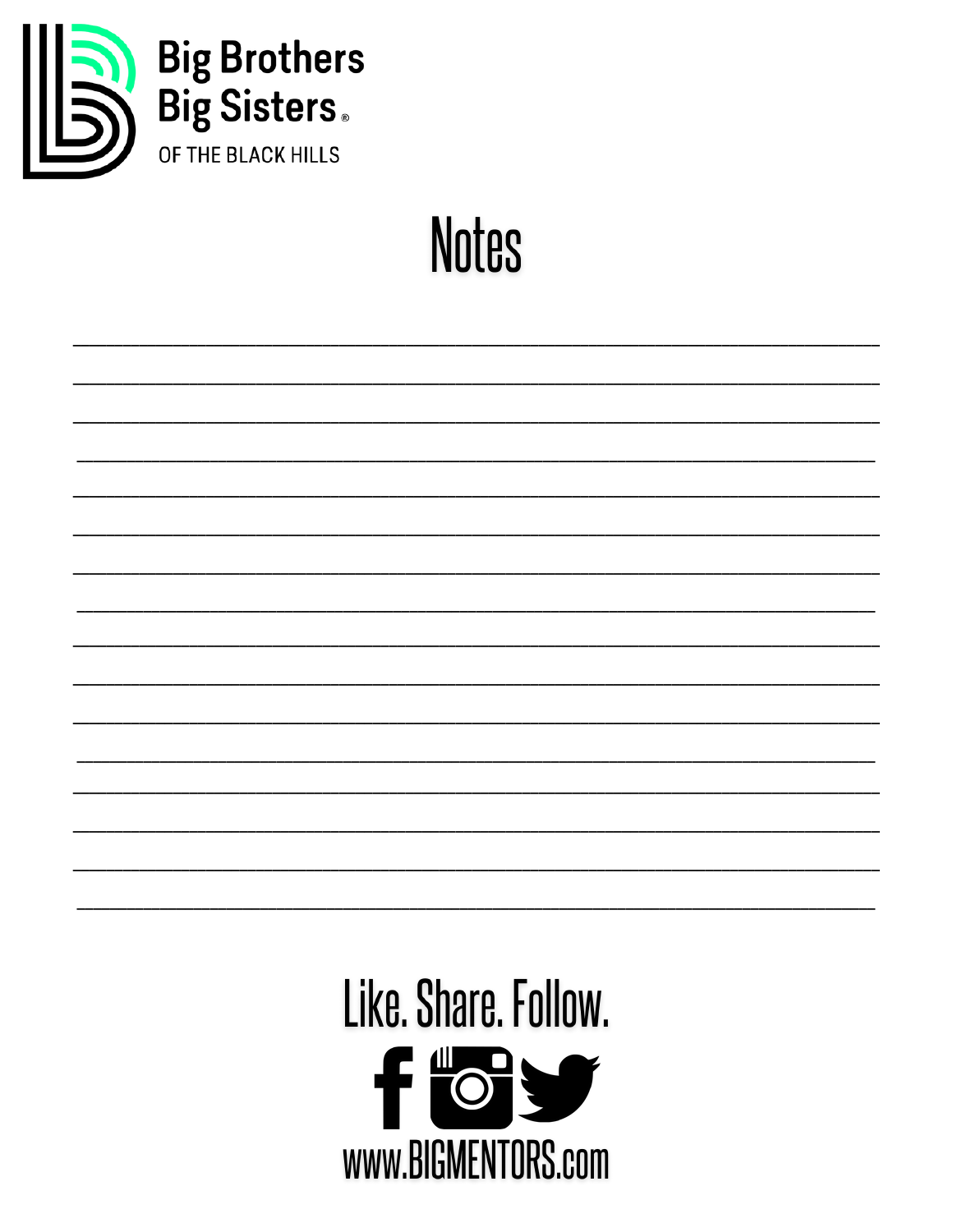Big Brothers Big Sisters®

OF THE BLACK HILLS

# Notes

\_\_\_\_\_\_\_\_\_\_\_\_\_\_\_\_\_\_\_\_\_\_\_\_\_\_\_\_\_\_\_\_\_\_\_\_\_\_\_\_\_\_\_\_\_\_\_\_\_\_\_\_\_\_\_\_\_\_\_\_\_\_\_\_\_\_\_\_\_\_\_\_

\_\_\_\_\_\_\_\_\_\_\_\_\_\_\_\_\_\_\_\_\_\_\_\_\_\_\_\_\_\_\_\_\_\_\_\_\_\_\_\_\_\_\_\_\_\_\_\_\_\_\_\_\_\_\_\_\_\_\_\_\_\_\_\_\_\_\_\_\_\_\_\_

\_\_\_\_\_\_\_\_\_\_\_\_\_\_\_\_\_\_\_\_\_\_\_\_\_\_\_\_\_\_\_\_\_\_\_\_\_\_\_\_\_\_\_\_\_\_\_\_\_\_\_\_\_\_\_\_\_\_\_\_\_\_\_\_\_\_\_\_\_\_\_\_

\_\_\_\_\_\_\_\_\_\_\_\_\_\_\_\_\_\_\_\_\_\_\_\_\_\_\_\_\_\_\_\_\_\_\_\_\_\_\_\_\_\_\_\_\_\_\_\_\_\_\_\_\_\_\_\_\_\_\_\_\_\_\_\_\_\_\_\_\_\_\_\_

\_\_\_\_\_\_\_\_\_\_\_\_\_\_\_\_\_\_\_\_\_\_\_\_\_\_\_\_\_\_\_\_\_\_\_\_\_\_\_\_\_\_\_\_\_\_\_\_\_\_\_\_\_\_\_\_\_\_\_\_\_\_\_\_\_\_\_\_\_\_\_\_

\_\_\_\_\_\_\_\_\_\_\_\_\_\_\_\_\_\_\_\_\_\_\_\_\_\_\_\_\_\_\_\_\_\_\_\_\_\_\_\_\_\_\_\_\_\_\_\_\_\_\_\_\_\_\_\_\_\_\_\_\_\_\_\_\_\_\_\_\_\_\_\_

\_\_\_\_\_\_\_\_\_\_\_\_\_\_\_\_\_\_\_\_\_\_\_\_\_\_\_\_\_\_\_\_\_\_\_\_\_\_\_\_\_\_\_\_\_\_\_\_\_\_\_\_\_\_\_\_\_\_\_\_\_\_\_\_\_\_\_\_\_\_\_\_

\_\_\_\_\_\_\_\_\_\_\_\_\_\_\_\_\_\_\_\_\_\_\_\_\_\_\_\_\_\_\_\_\_\_\_\_\_\_\_\_\_\_\_\_\_\_\_\_\_\_\_\_\_\_\_\_\_\_\_\_\_\_\_\_\_\_\_\_\_\_\_\_

\_\_\_\_\_\_\_\_\_\_\_\_\_\_\_\_\_\_\_\_\_\_\_\_\_\_\_\_\_\_\_\_\_\_\_\_\_\_\_\_\_\_\_\_\_\_\_\_\_\_\_\_\_\_\_\_\_\_\_\_\_\_\_\_\_\_\_\_\_\_\_\_

\_\_\_\_\_\_\_\_\_\_\_\_\_\_\_\_\_\_\_\_\_\_\_\_\_\_\_\_\_\_\_\_\_\_\_\_\_\_\_\_\_\_\_\_\_\_\_\_\_\_\_\_\_\_\_\_\_\_\_\_\_\_\_\_\_\_\_\_\_\_\_\_

\_\_\_\_\_\_\_\_\_\_\_\_\_\_\_\_\_\_\_\_\_\_\_\_\_\_\_\_\_\_\_\_\_\_\_\_\_\_\_\_\_\_\_\_\_\_\_\_\_\_\_\_\_\_\_\_\_\_\_\_\_\_\_\_\_\_\_\_\_\_\_\_

\_\_\_\_\_\_\_\_\_\_\_\_\_\_\_\_\_\_\_\_\_\_\_\_\_\_\_\_\_\_\_\_\_\_\_\_\_\_\_\_\_\_\_\_\_\_\_\_\_\_\_\_\_\_\_\_\_\_\_\_\_\_\_\_\_\_\_\_\_\_\_\_

\_\_\_\_\_\_\_\_\_\_\_\_\_\_\_\_\_\_\_\_\_\_\_\_\_\_\_\_\_\_\_\_\_\_\_\_\_\_\_\_\_\_\_\_\_\_\_\_\_\_\_\_\_\_\_\_\_\_\_\_\_\_\_\_\_\_\_\_\_\_\_\_

\_\_\_\_\_\_\_\_\_\_\_\_\_\_\_\_\_\_\_\_\_\_\_\_\_\_\_\_\_\_\_\_\_\_\_\_\_\_\_\_\_\_\_\_\_\_\_\_\_\_\_\_\_\_\_\_\_\_\_\_\_\_\_\_\_\_\_\_\_\_\_\_

\_\_\_\_\_\_\_\_\_\_\_\_\_\_\_\_\_\_\_\_\_\_\_\_\_\_\_\_\_\_\_\_\_\_\_\_\_\_\_\_\_\_\_\_\_\_\_\_\_\_\_\_\_\_\_\_\_\_\_\_\_\_\_\_\_\_\_\_\_\_\_\_

\_\_\_\_\_\_\_\_\_\_\_\_\_\_\_\_\_\_\_\_\_\_\_\_\_\_\_\_\_\_\_\_\_\_\_\_\_\_\_\_\_\_\_\_\_\_\_\_\_\_\_\_\_\_\_\_\_\_\_\_\_\_\_\_\_\_\_\_\_\_\_\_

Like. Share. Follow.

www.BIGMENTORS.com